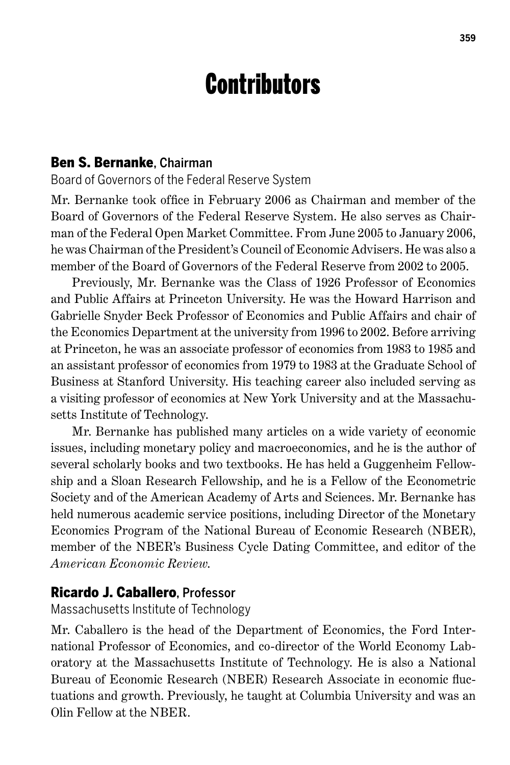# Contributors

**Ben S. Bernanke**, Chairman

Board of Governors of the Federal Reserve System

Mr. Bernanke took office in February 2006 as Chairman and member of the Board of Governors of the Federal Reserve System. He also serves as Chairman of the Federal Open Market Committee. From June 2005 to January 2006, he was Chairman of the President's Council of Economic Advisers. He was also a member of the Board of Governors of the Federal Reserve from 2002 to 2005.

Previously, Mr. Bernanke was the Class of 1926 Professor of Economics and Public Affairs at Princeton University. He was the Howard Harrison and Gabrielle Snyder Beck Professor of Economics and Public Affairs and chair of the Economics Department at the university from 1996 to 2002. Before arriving at Princeton, he was an associate professor of economics from 1983 to 1985 and an assistant professor of economics from 1979 to 1983 at the Graduate School of Business at Stanford University. His teaching career also included serving as a visiting professor of economics at New York University and at the Massachusetts Institute of Technology.

Mr. Bernanke has published many articles on a wide variety of economic issues, including monetary policy and macroeconomics, and he is the author of several scholarly books and two textbooks. He has held a Guggenheim Fellowship and a Sloan Research Fellowship, and he is a Fellow of the Econometric Society and of the American Academy of Arts and Sciences. Mr. Bernanke has held numerous academic service positions, including Director of the Monetary Economics Program of the National Bureau of Economic Research (NBER), member of the NBER's Business Cycle Dating Committee, and editor of the *American Economic Review.*

**Ricardo J. Caballero**, Professor

Massachusetts Institute of Technology

Mr. Caballero is the head of the Department of Economics, the Ford International Professor of Economics, and co-director of the World Economy Laboratory at the Massachusetts Institute of Technology. He is also a National Bureau of Economic Research (NBER) Research Associate in economic fluctuations and growth. Previously, he taught at Columbia University and was an Olin Fellow at the NBER.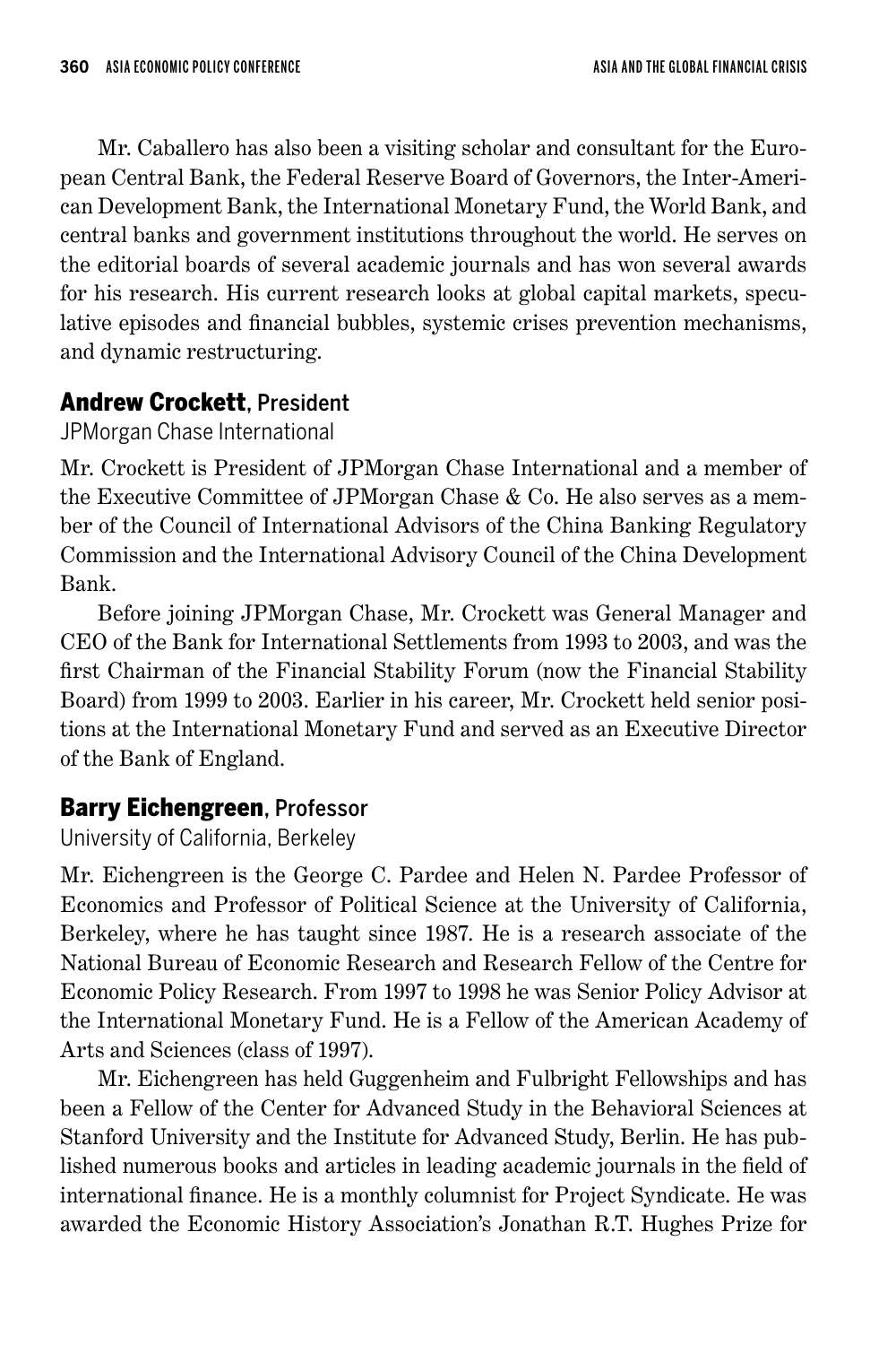Mr. Caballero has also been a visiting scholar and consultant for the European Central Bank, the Federal Reserve Board of Governors, the Inter-American Development Bank, the International Monetary Fund, the World Bank, and central banks and government institutions throughout the world. He serves on the editorial boards of several academic journals and has won several awards for his research. His current research looks at global capital markets, speculative episodes and financial bubbles, systemic crises prevention mechanisms, and dynamic restructuring.

## **Andrew Crockett**, President

JPMorgan Chase International

Mr. Crockett is President of JPMorgan Chase International and a member of the Executive Committee of JPMorgan Chase & Co. He also serves as a member of the Council of International Advisors of the China Banking Regulatory Commission and the International Advisory Council of the China Development Bank.

Before joining JPMorgan Chase, Mr. Crockett was General Manager and CEO of the Bank for International Settlements from 1993 to 2003, and was the first Chairman of the Financial Stability Forum (now the Financial Stability Board) from 1999 to 2003. Earlier in his career, Mr. Crockett held senior positions at the International Monetary Fund and served as an Executive Director of the Bank of England.

## **Barry Eichengreen**, Professor

University of California, Berkeley

Mr. Eichengreen is the George C. Pardee and Helen N. Pardee Professor of Economics and Professor of Political Science at the University of California, Berkeley, where he has taught since 1987. He is a research associate of the National Bureau of Economic Research and Research Fellow of the Centre for Economic Policy Research. From 1997 to 1998 he was Senior Policy Advisor at the International Monetary Fund. He is a Fellow of the American Academy of Arts and Sciences (class of 1997).

Mr. Eichengreen has held Guggenheim and Fulbright Fellowships and has been a Fellow of the Center for Advanced Study in the Behavioral Sciences at Stanford University and the Institute for Advanced Study, Berlin. He has published numerous books and articles in leading academic journals in the field of international finance. He is a monthly columnist for Project Syndicate. He was awarded the Economic History Association's Jonathan R.T. Hughes Prize for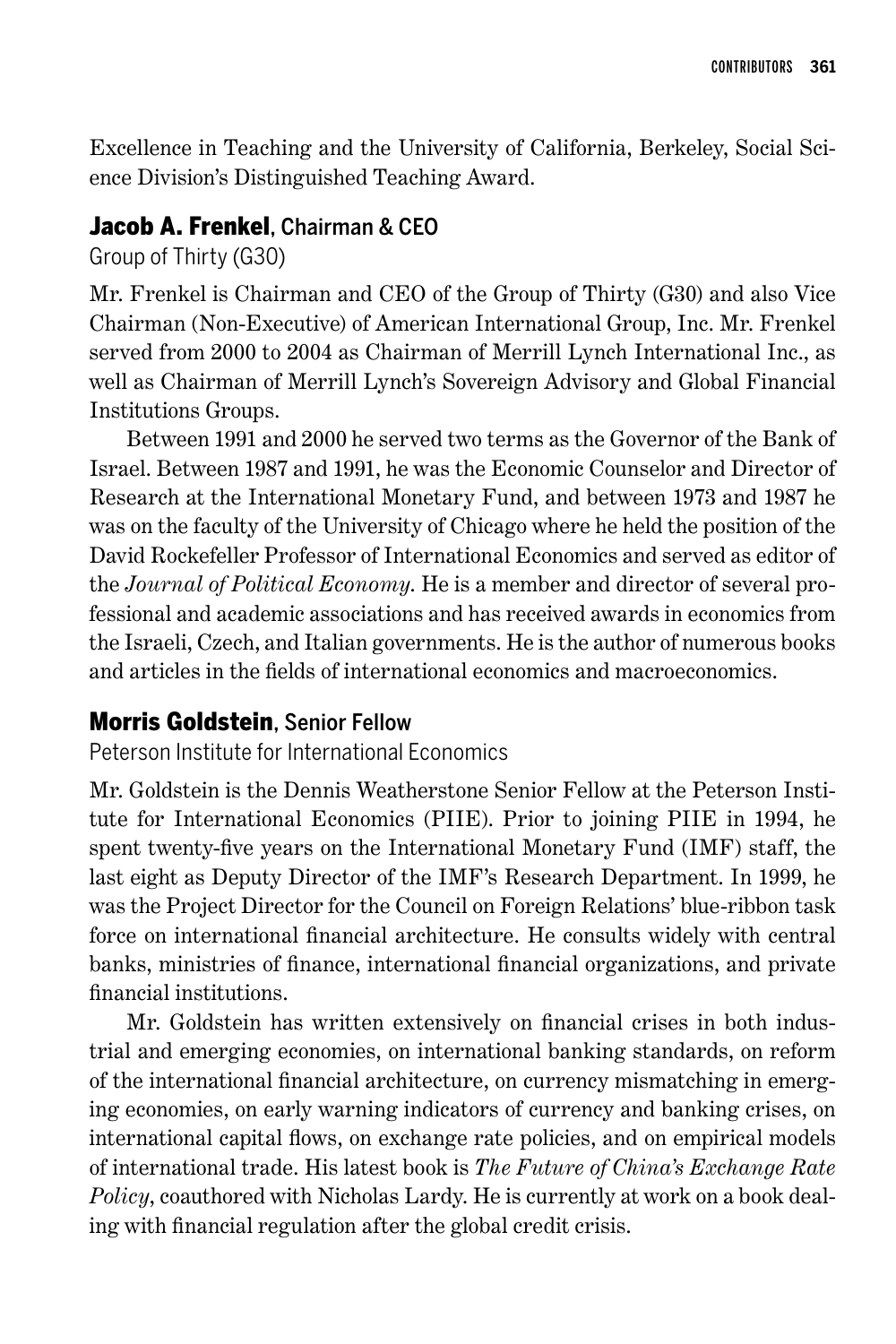Excellence in Teaching and the University of California, Berkeley, Social Science Division's Distinguished Teaching Award.

### **Jacob A. Frenkel**, Chairman & CEO

Group of Thirty (G30)

Mr. Frenkel is Chairman and CEO of the Group of Thirty (G30) and also Vice Chairman (Non-Executive) of American International Group, Inc. Mr. Frenkel served from 2000 to 2004 as Chairman of Merrill Lynch International Inc., as well as Chairman of Merrill Lynch's Sovereign Advisory and Global Financial Institutions Groups.

Between 1991 and 2000 he served two terms as the Governor of the Bank of Israel. Between 1987 and 1991, he was the Economic Counselor and Director of Research at the International Monetary Fund, and between 1973 and 1987 he was on the faculty of the University of Chicago where he held the position of the David Rockefeller Professor of International Economics and served as editor of the *Journal of Political Economy*. He is a member and director of several professional and academic associations and has received awards in economics from the Israeli, Czech, and Italian governments. He is the author of numerous books and articles in the fields of international economics and macroeconomics.

### **Morris Goldstein**, Senior Fellow

Peterson Institute for International Economics

Mr. Goldstein is the Dennis Weatherstone Senior Fellow at the Peterson Institute for International Economics (PIIE). Prior to joining PIIE in 1994, he spent twenty-five years on the International Monetary Fund (IMF) staff, the last eight as Deputy Director of the IMF's Research Department. In 1999, he was the Project Director for the Council on Foreign Relations' blue-ribbon task force on international financial architecture. He consults widely with central banks, ministries of finance, international financial organizations, and private financial institutions.

Mr. Goldstein has written extensively on financial crises in both industrial and emerging economies, on international banking standards, on reform of the international financial architecture, on currency mismatching in emerging economies, on early warning indicators of currency and banking crises, on international capital flows, on exchange rate policies, and on empirical models of international trade. His latest book is *The Future of China's Exchange Rate Policy*, coauthored with Nicholas Lardy. He is currently at work on a book dealing with financial regulation after the global credit crisis.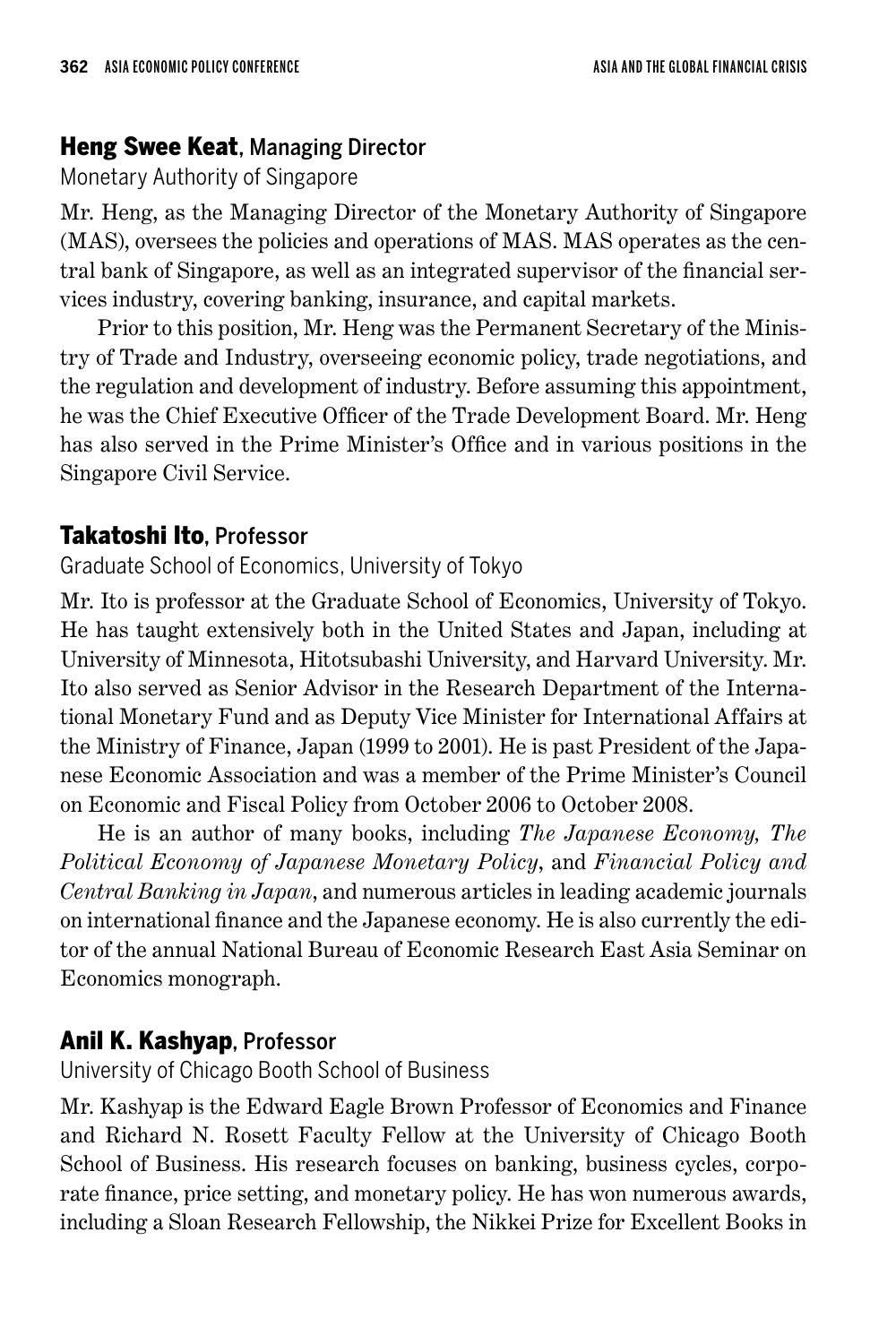## **Heng Swee Keat**, Managing Director

Monetary Authority of Singapore

Mr. Heng, as the Managing Director of the Monetary Authority of Singapore (MAS), oversees the policies and operations of MAS. MAS operates as the central bank of Singapore, as well as an integrated supervisor of the financial services industry, covering banking, insurance, and capital markets.

Prior to this position, Mr. Heng was the Permanent Secretary of the Ministry of Trade and Industry, overseeing economic policy, trade negotiations, and the regulation and development of industry. Before assuming this appointment, he was the Chief Executive Officer of the Trade Development Board. Mr. Heng has also served in the Prime Minister's Office and in various positions in the Singapore Civil Service.

## **Takatoshi Ito**, Professor

Graduate School of Economics, University of Tokyo

Mr. Ito is professor at the Graduate School of Economics, University of Tokyo. He has taught extensively both in the United States and Japan, including at University of Minnesota, Hitotsubashi University, and Harvard University. Mr. Ito also served as Senior Advisor in the Research Department of the International Monetary Fund and as Deputy Vice Minister for International Affairs at the Ministry of Finance, Japan (1999 to 2001). He is past President of the Japanese Economic Association and was a member of the Prime Minister's Council on Economic and Fiscal Policy from October 2006 to October 2008.

He is an author of many books, including *The Japanese Economy, The Political Economy of Japanese Monetary Policy*, and *Financial Policy and Central Banking in Japan*, and numerous articles in leading academic journals on international finance and the Japanese economy. He is also currently the editor of the annual National Bureau of Economic Research East Asia Seminar on Economics monograph.

## **Anil K. Kashyap**, Professor

University of Chicago Booth School of Business

Mr. Kashyap is the Edward Eagle Brown Professor of Economics and Finance and Richard N. Rosett Faculty Fellow at the University of Chicago Booth School of Business. His research focuses on banking, business cycles, corporate finance, price setting, and monetary policy. He has won numerous awards, including a Sloan Research Fellowship, the Nikkei Prize for Excellent Books in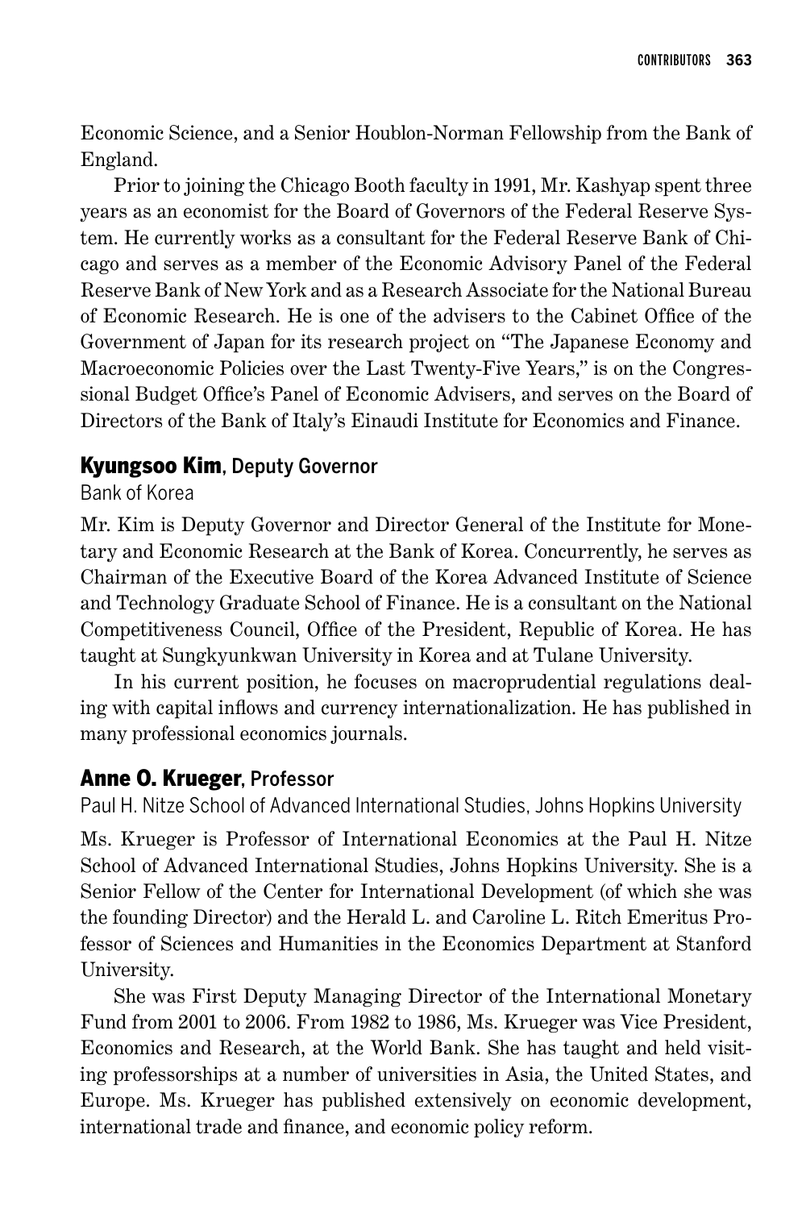Economic Science, and a Senior Houblon-Norman Fellowship from the Bank of England.

Prior to joining the Chicago Booth faculty in 1991, Mr. Kashyap spent three years as an economist for the Board of Governors of the Federal Reserve System. He currently works as a consultant for the Federal Reserve Bank of Chicago and serves as a member of the Economic Advisory Panel of the Federal Reserve Bank of New York and as a Research Associate for the National Bureau of Economic Research. He is one of the advisers to the Cabinet Office of the Government of Japan for its research project on "The Japanese Economy and Macroeconomic Policies over the Last Twenty-Five Years," is on the Congressional Budget Office's Panel of Economic Advisers, and serves on the Board of Directors of the Bank of Italy's Einaudi Institute for Economics and Finance.

### **Kyungsoo Kim**, Deputy Governor

Bank of Korea

Mr. Kim is Deputy Governor and Director General of the Institute for Monetary and Economic Research at the Bank of Korea. Concurrently, he serves as Chairman of the Executive Board of the Korea Advanced Institute of Science and Technology Graduate School of Finance. He is a consultant on the National Competitiveness Council, Office of the President, Republic of Korea. He has taught at Sungkyunkwan University in Korea and at Tulane University.

In his current position, he focuses on macroprudential regulations dealing with capital inflows and currency internationalization. He has published in many professional economics journals.

### **Anne O. Krueger**, Professor

Paul H. Nitze School of Advanced International Studies, Johns Hopkins University

Ms. Krueger is Professor of International Economics at the Paul H. Nitze School of Advanced International Studies, Johns Hopkins University. She is a Senior Fellow of the Center for International Development (of which she was the founding Director) and the Herald L. and Caroline L. Ritch Emeritus Professor of Sciences and Humanities in the Economics Department at Stanford University.

She was First Deputy Managing Director of the International Monetary Fund from 2001 to 2006. From 1982 to 1986, Ms. Krueger was Vice President, Economics and Research, at the World Bank. She has taught and held visiting professorships at a number of universities in Asia, the United States, and Europe. Ms. Krueger has published extensively on economic development, international trade and finance, and economic policy reform.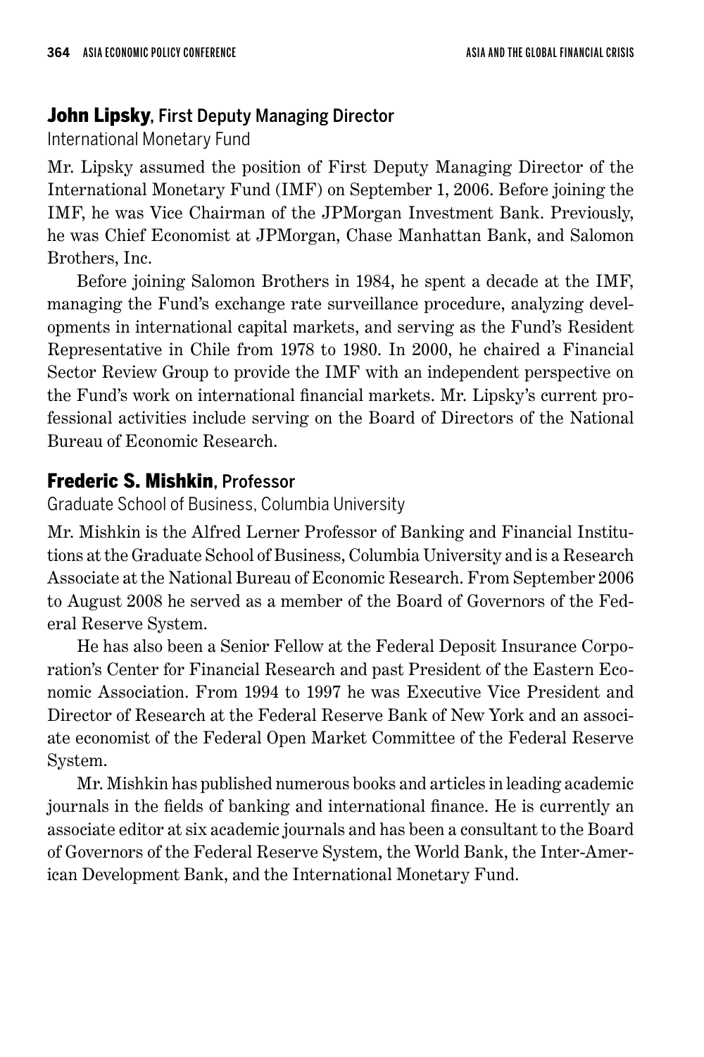## **John Lipsky**, First Deputy Managing Director

International Monetary Fund

Mr. Lipsky assumed the position of First Deputy Managing Director of the International Monetary Fund (IMF) on September 1, 2006. Before joining the IMF, he was Vice Chairman of the JPMorgan Investment Bank. Previously, he was Chief Economist at JPMorgan, Chase Manhattan Bank, and Salomon Brothers, Inc.

Before joining Salomon Brothers in 1984, he spent a decade at the IMF, managing the Fund's exchange rate surveillance procedure, analyzing developments in international capital markets, and serving as the Fund's Resident Representative in Chile from 1978 to 1980. In 2000, he chaired a Financial Sector Review Group to provide the IMF with an independent perspective on the Fund's work on international financial markets. Mr. Lipsky's current professional activities include serving on the Board of Directors of the National Bureau of Economic Research.

## **Frederic S. Mishkin**, Professor

Graduate School of Business, Columbia University

Mr. Mishkin is the Alfred Lerner Professor of Banking and Financial Institutions at the Graduate School of Business, Columbia University and is a Research Associate at the National Bureau of Economic Research. From September 2006 to August 2008 he served as a member of the Board of Governors of the Federal Reserve System.

He has also been a Senior Fellow at the Federal Deposit Insurance Corporation's Center for Financial Research and past President of the Eastern Economic Association. From 1994 to 1997 he was Executive Vice President and Director of Research at the Federal Reserve Bank of New York and an associate economist of the Federal Open Market Committee of the Federal Reserve System.

Mr. Mishkin has published numerous books and articles in leading academic journals in the fields of banking and international finance. He is currently an associate editor at six academic journals and has been a consultant to the Board of Governors of the Federal Reserve System, the World Bank, the Inter-American Development Bank, and the International Monetary Fund.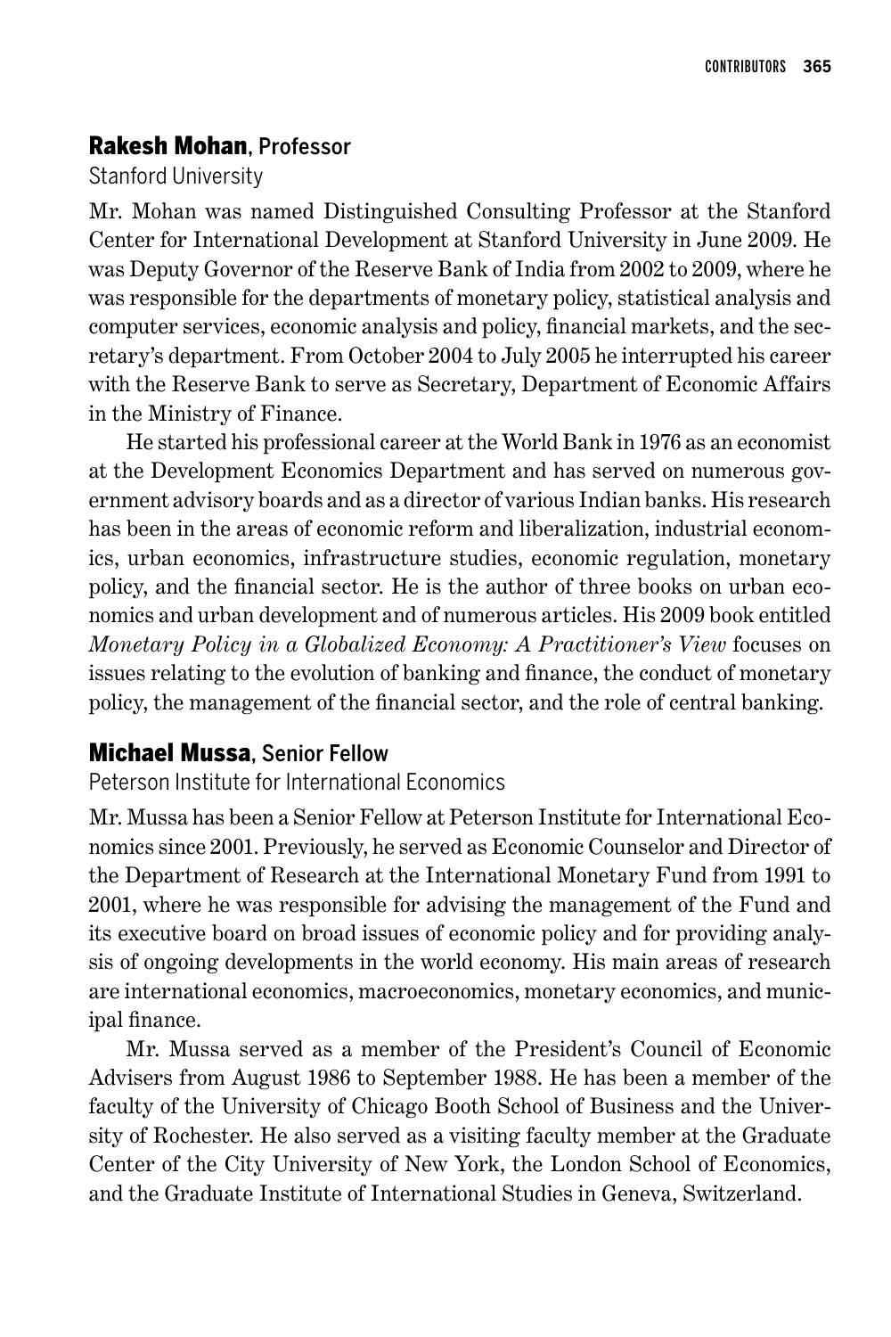**Rakesh Mohan**, Professor

Stanford University

Mr. Mohan was named Distinguished Consulting Professor at the Stanford Center for International Development at Stanford University in June 2009. He was Deputy Governor of the Reserve Bank of India from 2002 to 2009, where he was responsible for the departments of monetary policy, statistical analysis and computer services, economic analysis and policy, financial markets, and the secretary's department. From October 2004 to July 2005 he interrupted his career with the Reserve Bank to serve as Secretary, Department of Economic Affairs in the Ministry of Finance.

He started his professional career at the World Bank in 1976 as an economist at the Development Economics Department and has served on numerous government advisory boards and as a director of various Indian banks. His research has been in the areas of economic reform and liberalization, industrial economics, urban economics, infrastructure studies, economic regulation, monetary policy, and the financial sector. He is the author of three books on urban economics and urban development and of numerous articles. His 2009 book entitled *Monetary Policy in a Globalized Economy: A Practitioner's View* focuses on issues relating to the evolution of banking and finance, the conduct of monetary policy, the management of the financial sector, and the role of central banking.

**Michael Mussa**, Senior Fellow

Peterson Institute for International Economics

Mr. Mussa has been a Senior Fellow at Peterson Institute for International Economics since 2001. Previously, he served as Economic Counselor and Director of the Department of Research at the International Monetary Fund from 1991 to 2001, where he was responsible for advising the management of the Fund and its executive board on broad issues of economic policy and for providing analysis of ongoing developments in the world economy. His main areas of research are international economics, macroeconomics, monetary economics, and municipal finance.

Mr. Mussa served as a member of the President's Council of Economic Advisers from August 1986 to September 1988. He has been a member of the faculty of the University of Chicago Booth School of Business and the University of Rochester. He also served as a visiting faculty member at the Graduate Center of the City University of New York, the London School of Economics, and the Graduate Institute of International Studies in Geneva, Switzerland.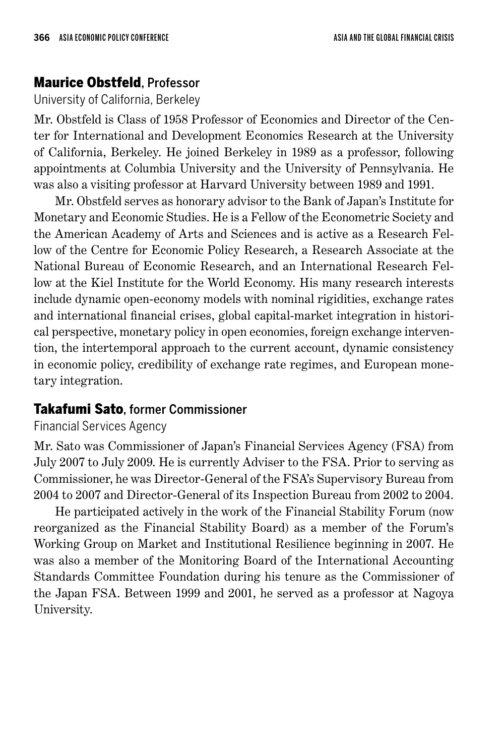## **Maurice Obstfeld**, Professor

University of California, Berkeley

Mr. Obstfeld is Class of 1958 Professor of Economics and Director of the Center for International and Development Economics Research at the University of California, Berkeley. He joined Berkeley in 1989 as a professor, following appointments at Columbia University and the University of Pennsylvania. He was also a visiting professor at Harvard University between 1989 and 1991.

Mr. Obstfeld serves as honorary advisor to the Bank of Japan's Institute for Monetary and Economic Studies. He is a Fellow of the Econometric Society and the American Academy of Arts and Sciences and is active as a Research Fellow of the Centre for Economic Policy Research, a Research Associate at the National Bureau of Economic Research, and an International Research Fellow at the Kiel Institute for the World Economy. His many research interests include dynamic open-economy models with nominal rigidities, exchange rates and international financial crises, global capital-market integration in historical perspective, monetary policy in open economies, foreign exchange intervention, the intertemporal approach to the current account, dynamic consistency in economic policy, credibility of exchange rate regimes, and European monetary integration.

## **Takafumi Sato**, former Commissioner

Financial Services Agency

Mr. Sato was Commissioner of Japan's Financial Services Agency (FSA) from July 2007 to July 2009. He is currently Adviser to the FSA. Prior to serving as Commissioner, he was Director-General of the FSA's Supervisory Bureau from 2004 to 2007 and Director-General of its Inspection Bureau from 2002 to 2004.

He participated actively in the work of the Financial Stability Forum (now reorganized as the Financial Stability Board) as a member of the Forum's Working Group on Market and Institutional Resilience beginning in 2007. He was also a member of the Monitoring Board of the International Accounting Standards Committee Foundation during his tenure as the Commissioner of the Japan FSA. Between 1999 and 2001, he served as a professor at Nagoya University.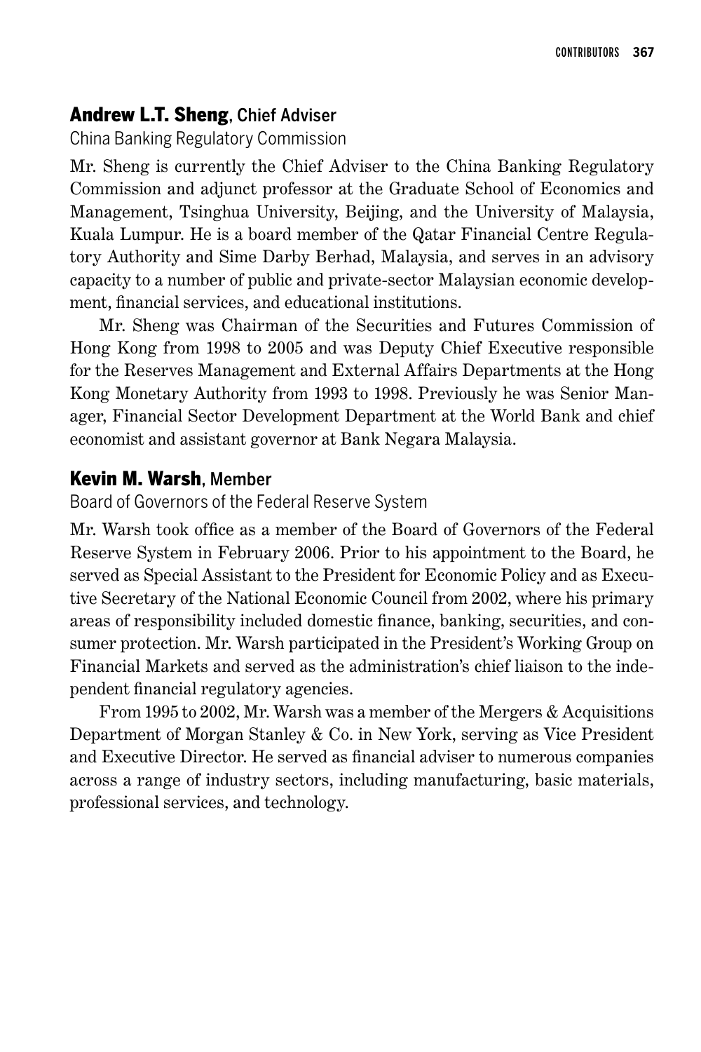## **Andrew L.T. Sheng**, Chief Adviser

China Banking Regulatory Commission

Mr. Sheng is currently the Chief Adviser to the China Banking Regulatory Commission and adjunct professor at the Graduate School of Economics and Management, Tsinghua University, Beijing, and the University of Malaysia, Kuala Lumpur. He is a board member of the Qatar Financial Centre Regulatory Authority and Sime Darby Berhad, Malaysia, and serves in an advisory capacity to a number of public and private-sector Malaysian economic development, financial services, and educational institutions.

Mr. Sheng was Chairman of the Securities and Futures Commission of Hong Kong from 1998 to 2005 and was Deputy Chief Executive responsible for the Reserves Management and External Affairs Departments at the Hong Kong Monetary Authority from 1993 to 1998. Previously he was Senior Manager, Financial Sector Development Department at the World Bank and chief economist and assistant governor at Bank Negara Malaysia.

## **Kevin M. Warsh**, Member

Board of Governors of the Federal Reserve System

Mr. Warsh took office as a member of the Board of Governors of the Federal Reserve System in February 2006. Prior to his appointment to the Board, he served as Special Assistant to the President for Economic Policy and as Executive Secretary of the National Economic Council from 2002, where his primary areas of responsibility included domestic finance, banking, securities, and consumer protection. Mr. Warsh participated in the President's Working Group on Financial Markets and served as the administration's chief liaison to the independent financial regulatory agencies.

From 1995 to 2002, Mr. Warsh was a member of the Mergers & Acquisitions Department of Morgan Stanley & Co. in New York, serving as Vice President and Executive Director. He served as financial adviser to numerous companies across a range of industry sectors, including manufacturing, basic materials, professional services, and technology.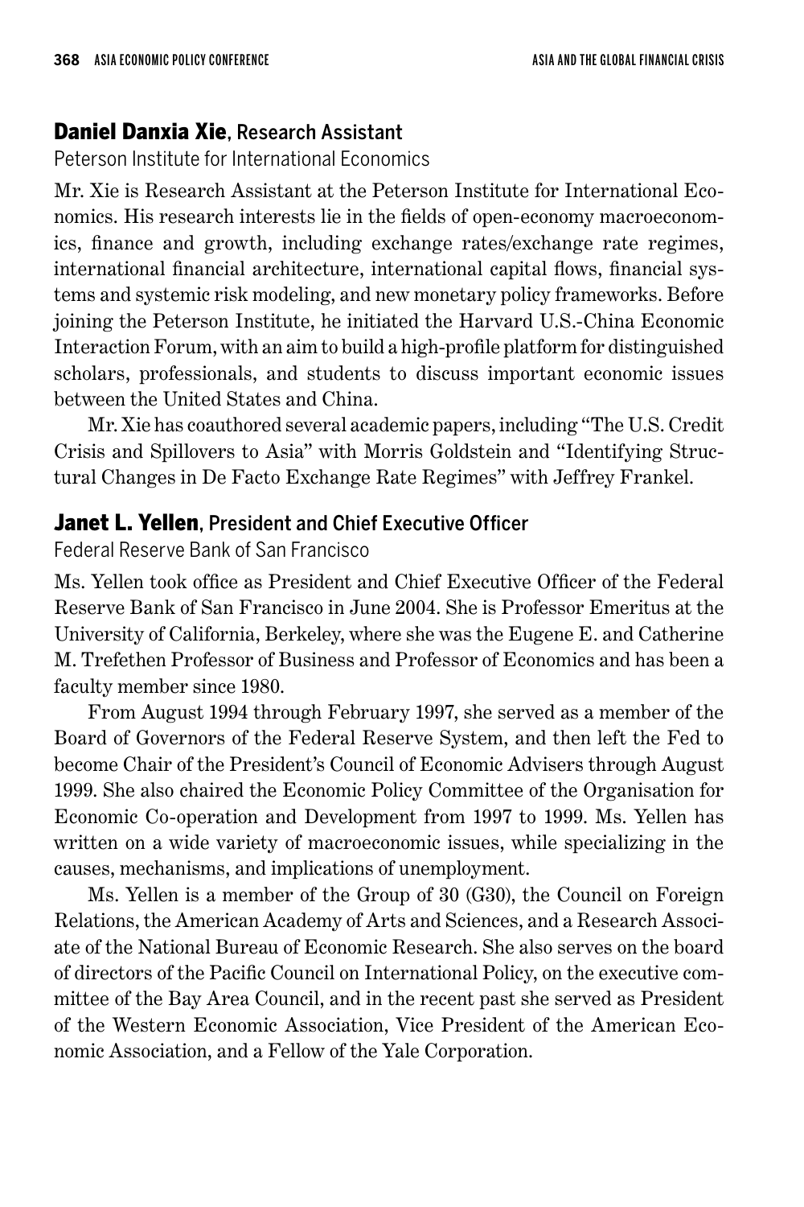## **Daniel Danxia Xie**, Research Assistant

Peterson Institute for International Economics

Mr. Xie is Research Assistant at the Peterson Institute for International Economics. His research interests lie in the fields of open-economy macroeconomics, finance and growth, including exchange rates/exchange rate regimes, international financial architecture, international capital flows, financial systems and systemic risk modeling, and new monetary policy frameworks. Before joining the Peterson Institute, he initiated the Harvard U.S.-China Economic Interaction Forum, with an aim to build a high-profile platform for distinguished scholars, professionals, and students to discuss important economic issues between the United States and China.

Mr. Xie has coauthored several academic papers, including "The U.S. Credit Crisis and Spillovers to Asia" with Morris Goldstein and "Identifying Structural Changes in De Facto Exchange Rate Regimes" with Jeffrey Frankel.

## **Janet L. Yellen**, President and Chief Executive Officer

Federal Reserve Bank of San Francisco

Ms. Yellen took office as President and Chief Executive Officer of the Federal Reserve Bank of San Francisco in June 2004. She is Professor Emeritus at the University of California, Berkeley, where she was the Eugene E. and Catherine M. Trefethen Professor of Business and Professor of Economics and has been a faculty member since 1980.

From August 1994 through February 1997, she served as a member of the Board of Governors of the Federal Reserve System, and then left the Fed to become Chair of the President's Council of Economic Advisers through August 1999. She also chaired the Economic Policy Committee of the Organisation for Economic Co-operation and Development from 1997 to 1999. Ms. Yellen has written on a wide variety of macroeconomic issues, while specializing in the causes, mechanisms, and implications of unemployment.

Ms. Yellen is a member of the Group of 30 (G30), the Council on Foreign Relations, the American Academy of Arts and Sciences, and a Research Associate of the National Bureau of Economic Research. She also serves on the board of directors of the Pacific Council on International Policy, on the executive committee of the Bay Area Council, and in the recent past she served as President of the Western Economic Association, Vice President of the American Economic Association, and a Fellow of the Yale Corporation.